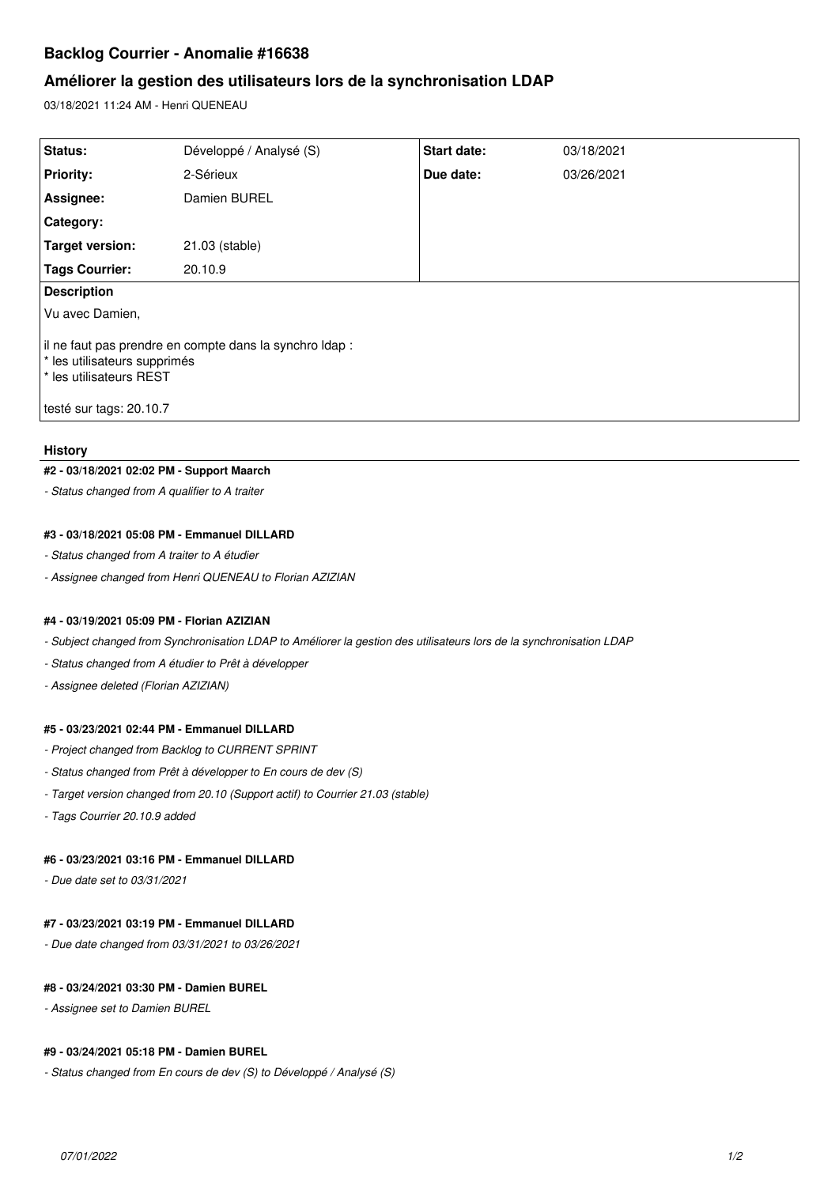# Backlog Courrier - Anomalie #16638

## Améliorer la gestion des utilisateurs lors de la synchronisation LDAP

03/18/2021 11:24 AM - Henri QUENEAU

| **Status:** | Développé / Analysé (S) | **Start date:** | 03/18/2021 |
|---|---|---|---|
| **Priority:** | 2-Sérieux | **Due date:** | 03/26/2021 |
| **Assignee:** | Damien BUREL | | |
| **Category:** | | | |
| **Target version:** | 21.03 (stable) | | |
| **Tags Courrier:** | 20.10.9 | | |

**Description**

Vu avec Damien,

il ne faut pas prendre en compte dans la synchro ldap :
* les utilisateurs supprimés
* les utilisateurs REST

testé sur tags: 20.10.7

### History

#### #2 - 03/18/2021 02:02 PM - Support Maarch

*- Status changed from A qualifier to A traiter*

#### #3 - 03/18/2021 05:08 PM - Emmanuel DILLARD

*- Status changed from A traiter to A étudier*

*- Assignee changed from Henri QUENEAU to Florian AZIZIAN*

#### #4 - 03/19/2021 05:09 PM - Florian AZIZIAN

*- Subject changed from Synchronisation LDAP to Améliorer la gestion des utilisateurs lors de la synchronisation LDAP*

*- Status changed from A étudier to Prêt à développer*

*- Assignee deleted (Florian AZIZIAN)*

#### #5 - 03/23/2021 02:44 PM - Emmanuel DILLARD

*- Project changed from Backlog to CURRENT SPRINT*

*- Status changed from Prêt à développer to En cours de dev (S)*

*- Target version changed from 20.10 (Support actif) to Courrier 21.03 (stable)*

*- Tags Courrier 20.10.9 added*

#### #6 - 03/23/2021 03:16 PM - Emmanuel DILLARD

*- Due date set to 03/31/2021*

#### #7 - 03/23/2021 03:19 PM - Emmanuel DILLARD

*- Due date changed from 03/31/2021 to 03/26/2021*

#### #8 - 03/24/2021 03:30 PM - Damien BUREL

*- Assignee set to Damien BUREL*

#### #9 - 03/24/2021 05:18 PM - Damien BUREL

*- Status changed from En cours de dev (S) to Développé / Analysé (S)*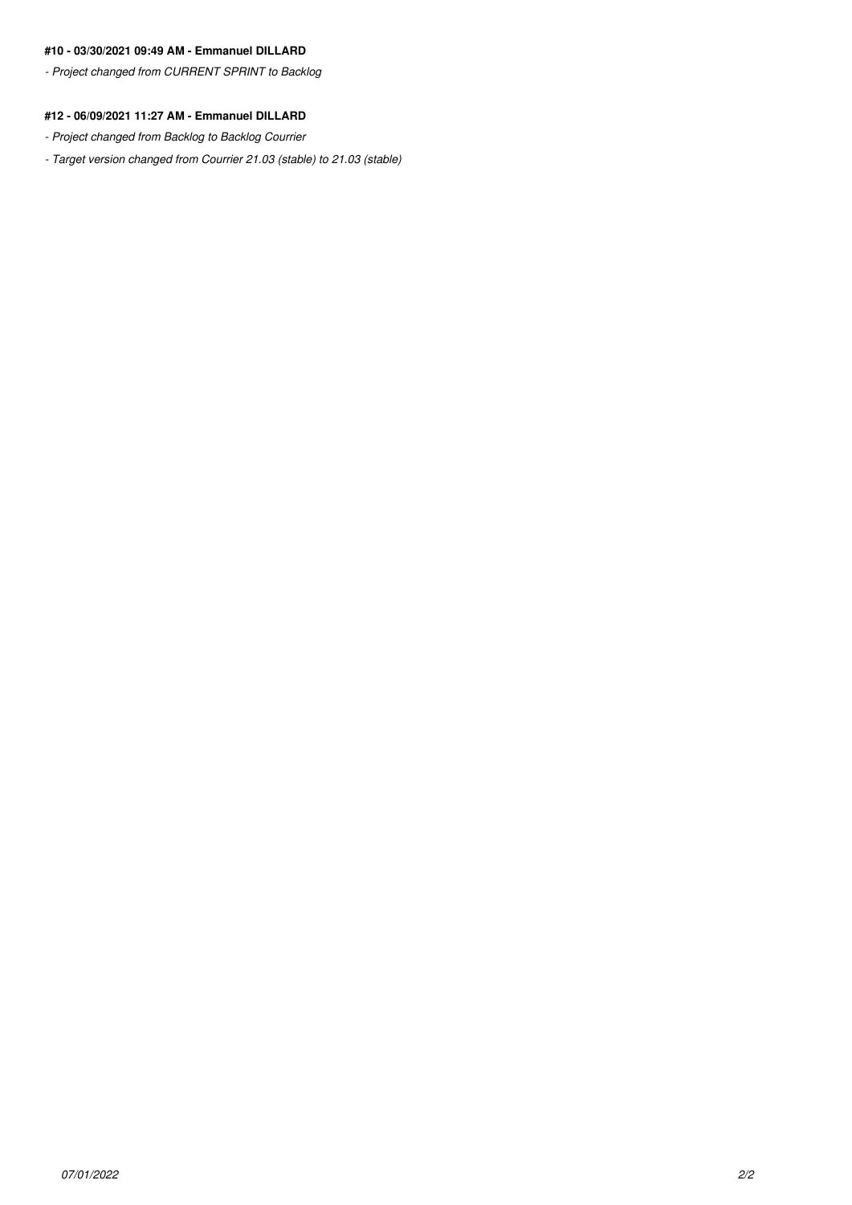#### #10 - 03/30/2021 09:49 AM - Emmanuel DILLARD

*- Project changed from CURRENT SPRINT to Backlog*

#### #12 - 06/09/2021 11:27 AM - Emmanuel DILLARD

*- Project changed from Backlog to Backlog Courrier*

*- Target version changed from Courrier 21.03 (stable) to 21.03 (stable)*